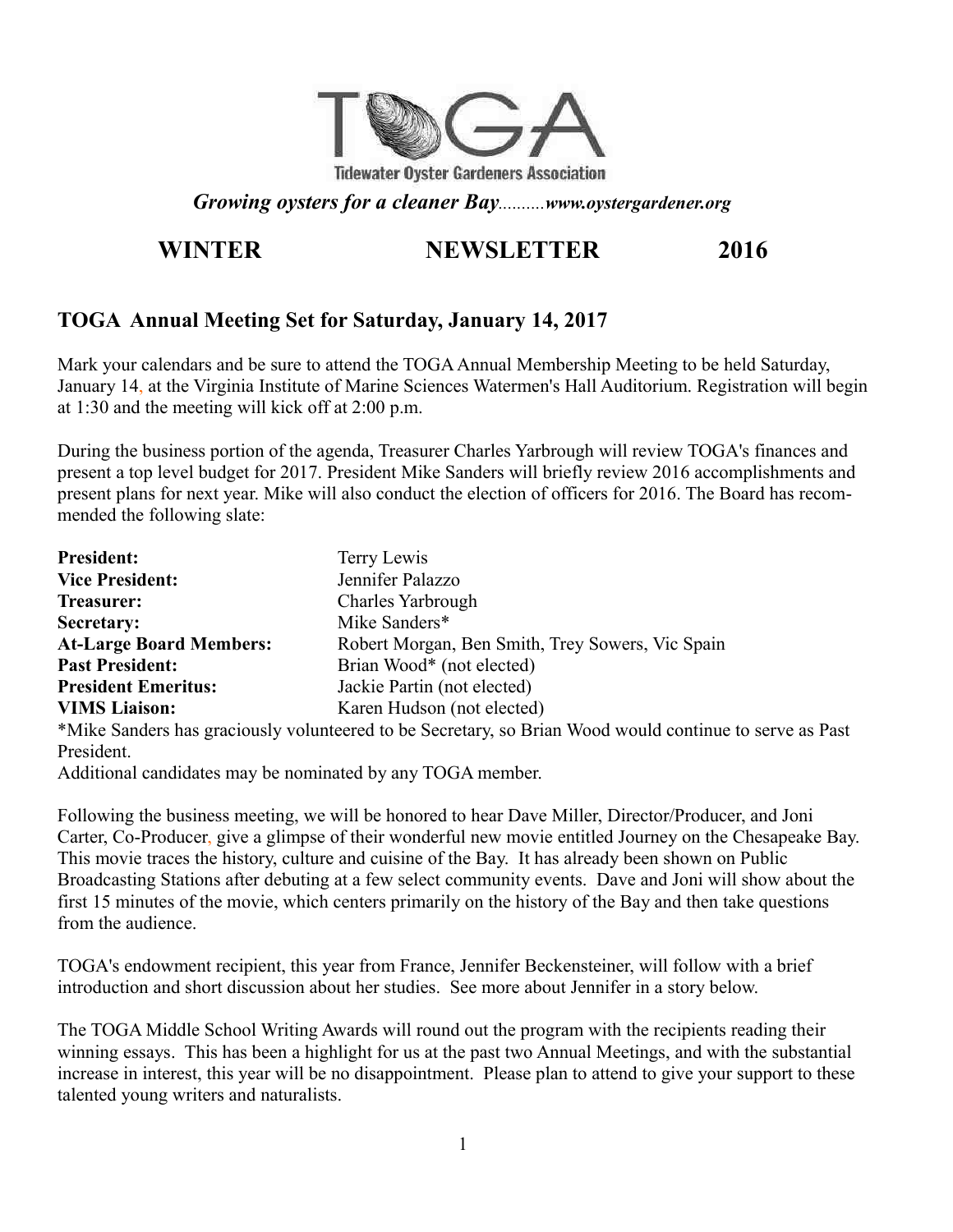**Tidewater Oyster Gardeners Association**

*Growing oysters for a cleaner Bay..........www.oystergardener.org*

# WINTER NEWSLETTER 2016

## TOGA Annual Meeting Set for Saturday, January 14, 2017

Mark your calendars and be sure to attend the TOGA Annual Membership Meeting to be held Saturday, January 14, at the Virginia Institute of Marine Sciences Watermen's Hall Auditorium. Registration will begin at 1:30 and the meeting will kick off at 2:00 p.m.

During the business portion of the agenda, Treasurer Charles Yarbrough will review TOGA's finances and present a top level budget for 2017. President Mike Sanders will briefly review 2016 accomplishments and present plans for next year. Mike will also conduct the election of officers for 2016. The Board has recommended the following slate:

| | |
|---|---|
| **President:** | Terry Lewis |
| **Vice President:** | Jennifer Palazzo |
| **Treasurer:** | Charles Yarbrough |
| **Secretary:** | Mike Sanders* |
| **At-Large Board Members:** | Robert Morgan, Ben Smith, Trey Sowers, Vic Spain |
| **Past President:** | Brian Wood* (not elected) |
| **President Emeritus:** | Jackie Partin (not elected) |
| **VIMS Liaison:** | Karen Hudson (not elected) |

*Mike Sanders has graciously volunteered to be Secretary, so Brian Wood would continue to serve as Past President.

Additional candidates may be nominated by any TOGA member.

Following the business meeting, we will be honored to hear Dave Miller, Director/Producer, and Joni Carter, Co-Producer, give a glimpse of their wonderful new movie entitled Journey on the Chesapeake Bay. This movie traces the history, culture and cuisine of the Bay. It has already been shown on Public Broadcasting Stations after debuting at a few select community events. Dave and Joni will show about the first 15 minutes of the movie, which centers primarily on the history of the Bay and then take questions from the audience.

TOGA's endowment recipient, this year from France, Jennifer Beckensteiner, will follow with a brief introduction and short discussion about her studies. See more about Jennifer in a story below.

The TOGA Middle School Writing Awards will round out the program with the recipients reading their winning essays. This has been a highlight for us at the past two Annual Meetings, and with the substantial increase in interest, this year will be no disappointment. Please plan to attend to give your support to these talented young writers and naturalists.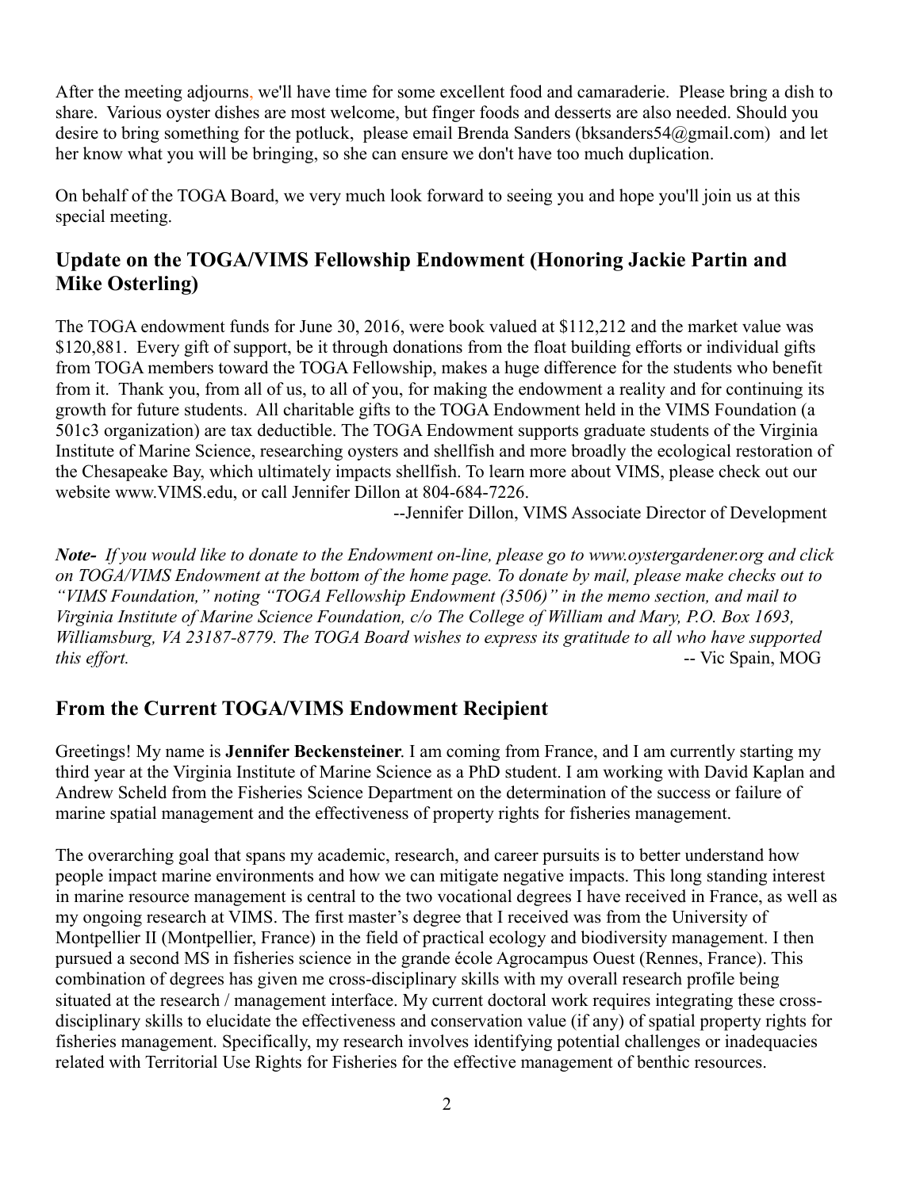After the meeting adjourns, we'll have time for some excellent food and camaraderie. Please bring a dish to share. Various oyster dishes are most welcome, but finger foods and desserts are also needed. Should you desire to bring something for the potluck, please email Brenda Sanders (bksanders54@gmail.com) and let her know what you will be bringing, so she can ensure we don't have too much duplication.

On behalf of the TOGA Board, we very much look forward to seeing you and hope you'll join us at this special meeting.

## Update on the TOGA/VIMS Fellowship Endowment (Honoring Jackie Partin and Mike Osterling)

The TOGA endowment funds for June 30, 2016, were book valued at $112,212 and the market value was $120,881. Every gift of support, be it through donations from the float building efforts or individual gifts from TOGA members toward the TOGA Fellowship, makes a huge difference for the students who benefit from it. Thank you, from all of us, to all of you, for making the endowment a reality and for continuing its growth for future students. All charitable gifts to the TOGA Endowment held in the VIMS Foundation (a 501c3 organization) are tax deductible. The TOGA Endowment supports graduate students of the Virginia Institute of Marine Science, researching oysters and shellfish and more broadly the ecological restoration of the Chesapeake Bay, which ultimately impacts shellfish. To learn more about VIMS, please check out our website www.VIMS.edu, or call Jennifer Dillon at 804-684-7226.

--Jennifer Dillon, VIMS Associate Director of Development

***Note-*** *If you would like to donate to the Endowment on-line, please go to www.oystergardener.org and click on TOGA/VIMS Endowment at the bottom of the home page. To donate by mail, please make checks out to "VIMS Foundation," noting "TOGA Fellowship Endowment (3506)" in the memo section, and mail to Virginia Institute of Marine Science Foundation, c/o The College of William and Mary, P.O. Box 1693, Williamsburg, VA 23187-8779. The TOGA Board wishes to express its gratitude to all who have supported this effort.* -- Vic Spain, MOG

## From the Current TOGA/VIMS Endowment Recipient

Greetings! My name is **Jennifer Beckensteiner**. I am coming from France, and I am currently starting my third year at the Virginia Institute of Marine Science as a PhD student. I am working with David Kaplan and Andrew Scheld from the Fisheries Science Department on the determination of the success or failure of marine spatial management and the effectiveness of property rights for fisheries management.

The overarching goal that spans my academic, research, and career pursuits is to better understand how people impact marine environments and how we can mitigate negative impacts. This long standing interest in marine resource management is central to the two vocational degrees I have received in France, as well as my ongoing research at VIMS. The first master's degree that I received was from the University of Montpellier II (Montpellier, France) in the field of practical ecology and biodiversity management. I then pursued a second MS in fisheries science in the grande école Agrocampus Ouest (Rennes, France). This combination of degrees has given me cross-disciplinary skills with my overall research profile being situated at the research / management interface. My current doctoral work requires integrating these cross-disciplinary skills to elucidate the effectiveness and conservation value (if any) of spatial property rights for fisheries management. Specifically, my research involves identifying potential challenges or inadequacies related with Territorial Use Rights for Fisheries for the effective management of benthic resources.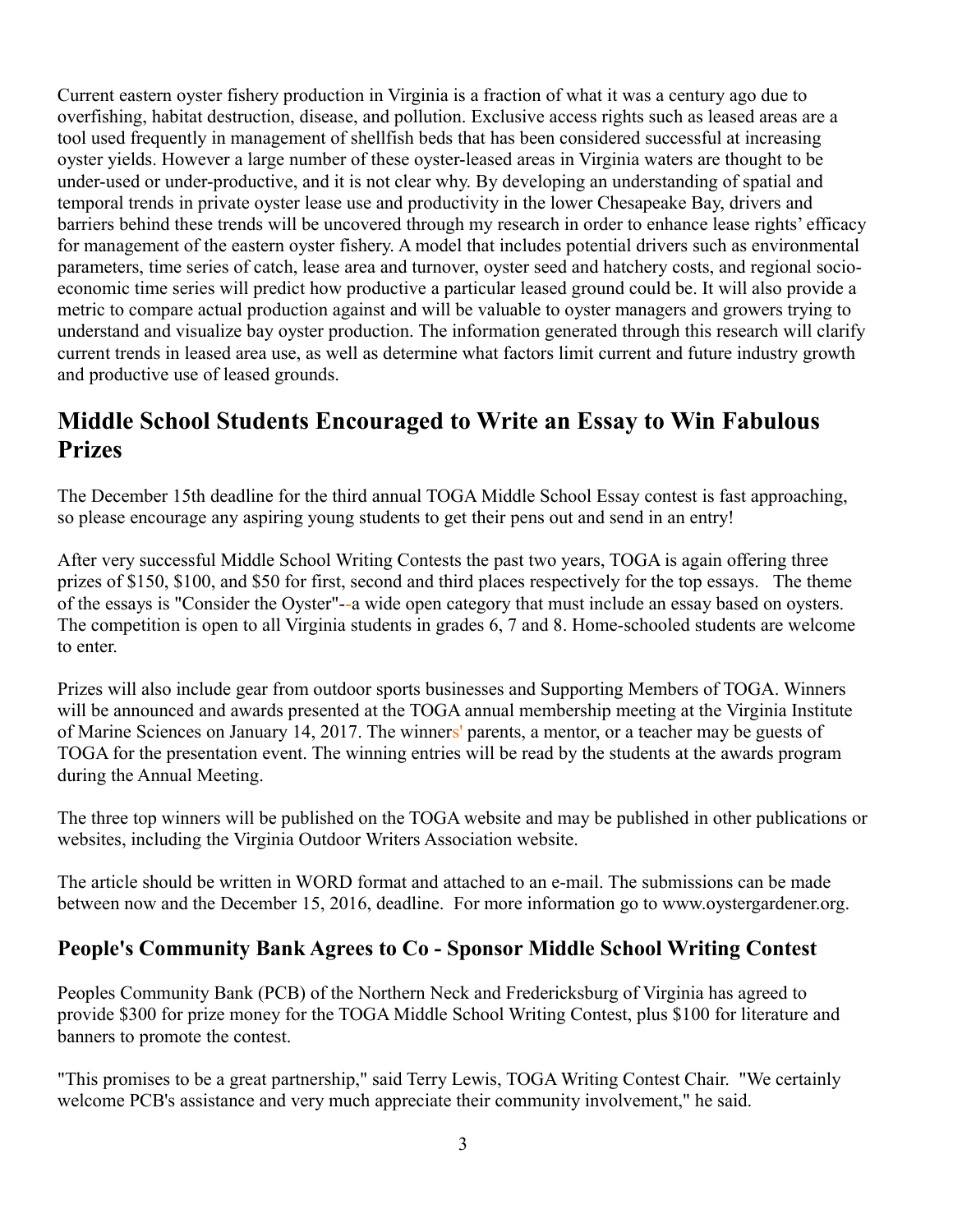Current eastern oyster fishery production in Virginia is a fraction of what it was a century ago due to overfishing, habitat destruction, disease, and pollution. Exclusive access rights such as leased areas are a tool used frequently in management of shellfish beds that has been considered successful at increasing oyster yields. However a large number of these oyster-leased areas in Virginia waters are thought to be under-used or under-productive, and it is not clear why. By developing an understanding of spatial and temporal trends in private oyster lease use and productivity in the lower Chesapeake Bay, drivers and barriers behind these trends will be uncovered through my research in order to enhance lease rights' efficacy for management of the eastern oyster fishery. A model that includes potential drivers such as environmental parameters, time series of catch, lease area and turnover, oyster seed and hatchery costs, and regional socio-economic time series will predict how productive a particular leased ground could be. It will also provide a metric to compare actual production against and will be valuable to oyster managers and growers trying to understand and visualize bay oyster production. The information generated through this research will clarify current trends in leased area use, as well as determine what factors limit current and future industry growth and productive use of leased grounds.

## Middle School Students Encouraged to Write an Essay to Win Fabulous Prizes

The December 15th deadline for the third annual TOGA Middle School Essay contest is fast approaching, so please encourage any aspiring young students to get their pens out and send in an entry!

After very successful Middle School Writing Contests the past two years, TOGA is again offering three prizes of $150, $100, and $50 for first, second and third places respectively for the top essays. The theme of the essays is "Consider the Oyster"--a wide open category that must include an essay based on oysters. The competition is open to all Virginia students in grades 6, 7 and 8. Home-schooled students are welcome to enter.

Prizes will also include gear from outdoor sports businesses and Supporting Members of TOGA. Winners will be announced and awards presented at the TOGA annual membership meeting at the Virginia Institute of Marine Sciences on January 14, 2017. The winners' parents, a mentor, or a teacher may be guests of TOGA for the presentation event. The winning entries will be read by the students at the awards program during the Annual Meeting.

The three top winners will be published on the TOGA website and may be published in other publications or websites, including the Virginia Outdoor Writers Association website.

The article should be written in WORD format and attached to an e-mail. The submissions can be made between now and the December 15, 2016, deadline. For more information go to www.oystergardener.org.

### People's Community Bank Agrees to Co - Sponsor Middle School Writing Contest

Peoples Community Bank (PCB) of the Northern Neck and Fredericksburg of Virginia has agreed to provide $300 for prize money for the TOGA Middle School Writing Contest, plus $100 for literature and banners to promote the contest.

"This promises to be a great partnership," said Terry Lewis, TOGA Writing Contest Chair. "We certainly welcome PCB's assistance and very much appreciate their community involvement," he said.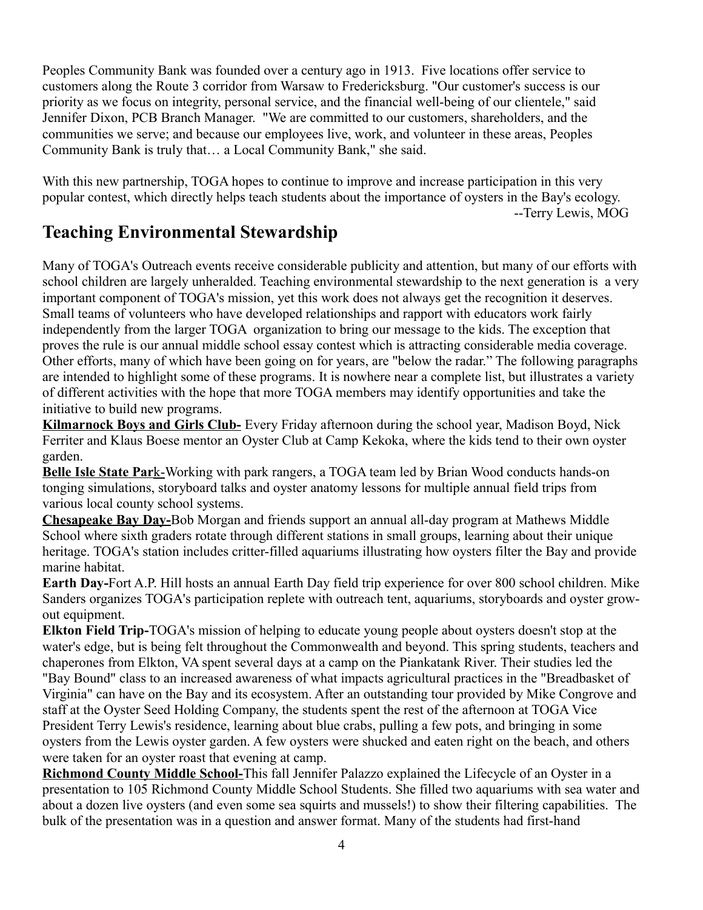Peoples Community Bank was founded over a century ago in 1913. Five locations offer service to customers along the Route 3 corridor from Warsaw to Fredericksburg. "Our customer's success is our priority as we focus on integrity, personal service, and the financial well-being of our clientele," said Jennifer Dixon, PCB Branch Manager. "We are committed to our customers, shareholders, and the communities we serve; and because our employees live, work, and volunteer in these areas, Peoples Community Bank is truly that… a Local Community Bank," she said.

With this new partnership, TOGA hopes to continue to improve and increase participation in this very popular contest, which directly helps teach students about the importance of oysters in the Bay's ecology.

--Terry Lewis, MOG

## Teaching Environmental Stewardship

Many of TOGA's Outreach events receive considerable publicity and attention, but many of our efforts with school children are largely unheralded. Teaching environmental stewardship to the next generation is a very important component of TOGA's mission, yet this work does not always get the recognition it deserves. Small teams of volunteers who have developed relationships and rapport with educators work fairly independently from the larger TOGA organization to bring our message to the kids. The exception that proves the rule is our annual middle school essay contest which is attracting considerable media coverage. Other efforts, many of which have been going on for years, are "below the radar." The following paragraphs are intended to highlight some of these programs. It is nowhere near a complete list, but illustrates a variety of different activities with the hope that more TOGA members may identify opportunities and take the initiative to build new programs.

**Kilmarnock Boys and Girls Club-** Every Friday afternoon during the school year, Madison Boyd, Nick Ferriter and Klaus Boese mentor an Oyster Club at Camp Kekoka, where the kids tend to their own oyster garden.

**Belle Isle State Park-**Working with park rangers, a TOGA team led by Brian Wood conducts hands-on tonging simulations, storyboard talks and oyster anatomy lessons for multiple annual field trips from various local county school systems.

**Chesapeake Bay Day-**Bob Morgan and friends support an annual all-day program at Mathews Middle School where sixth graders rotate through different stations in small groups, learning about their unique heritage. TOGA's station includes critter-filled aquariums illustrating how oysters filter the Bay and provide marine habitat.

**Earth Day-**Fort A.P. Hill hosts an annual Earth Day field trip experience for over 800 school children. Mike Sanders organizes TOGA's participation replete with outreach tent, aquariums, storyboards and oyster grow-out equipment.

**Elkton Field Trip-**TOGA's mission of helping to educate young people about oysters doesn't stop at the water's edge, but is being felt throughout the Commonwealth and beyond. This spring students, teachers and chaperones from Elkton, VA spent several days at a camp on the Piankatank River. Their studies led the "Bay Bound" class to an increased awareness of what impacts agricultural practices in the "Breadbasket of Virginia" can have on the Bay and its ecosystem. After an outstanding tour provided by Mike Congrove and staff at the Oyster Seed Holding Company, the students spent the rest of the afternoon at TOGA Vice President Terry Lewis's residence, learning about blue crabs, pulling a few pots, and bringing in some oysters from the Lewis oyster garden. A few oysters were shucked and eaten right on the beach, and others were taken for an oyster roast that evening at camp.

**Richmond County Middle School-**This fall Jennifer Palazzo explained the Lifecycle of an Oyster in a presentation to 105 Richmond County Middle School Students. She filled two aquariums with sea water and about a dozen live oysters (and even some sea squirts and mussels!) to show their filtering capabilities. The bulk of the presentation was in a question and answer format. Many of the students had first-hand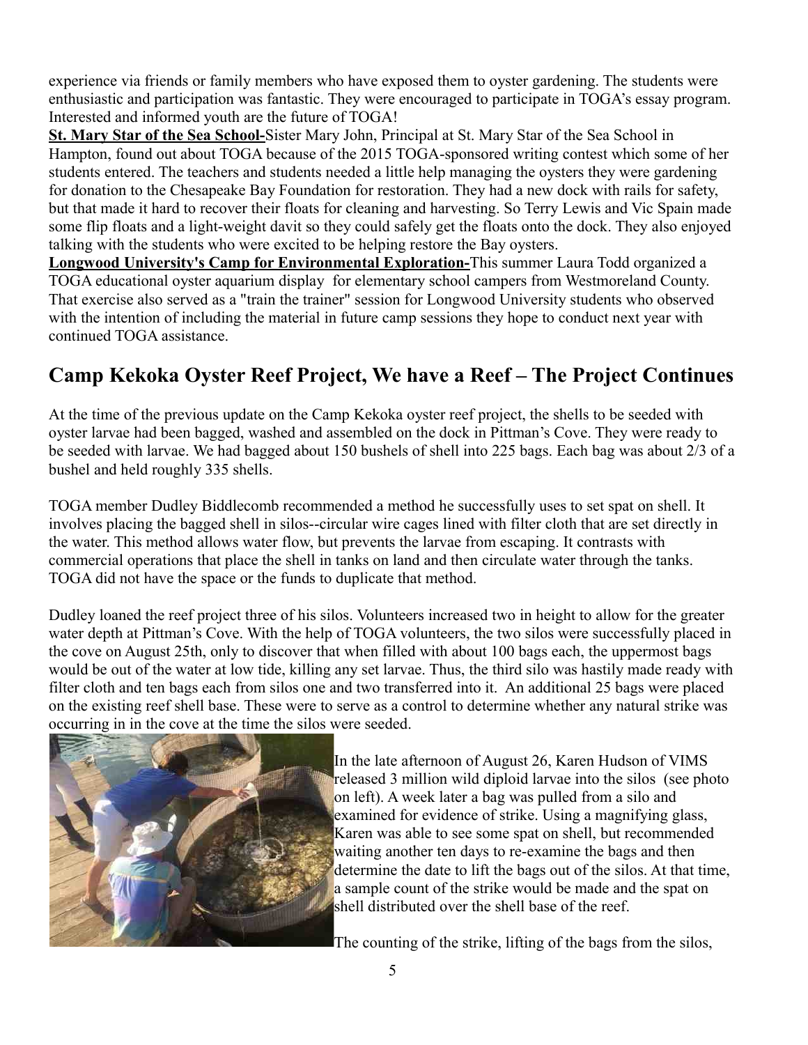experience via friends or family members who have exposed them to oyster gardening. The students were enthusiastic and participation was fantastic. They were encouraged to participate in TOGA's essay program. Interested and informed youth are the future of TOGA!

**St. Mary Star of the Sea School-**Sister Mary John, Principal at St. Mary Star of the Sea School in Hampton, found out about TOGA because of the 2015 TOGA-sponsored writing contest which some of her students entered. The teachers and students needed a little help managing the oysters they were gardening for donation to the Chesapeake Bay Foundation for restoration. They had a new dock with rails for safety, but that made it hard to recover their floats for cleaning and harvesting. So Terry Lewis and Vic Spain made some flip floats and a light-weight davit so they could safely get the floats onto the dock. They also enjoyed talking with the students who were excited to be helping restore the Bay oysters.

**Longwood University's Camp for Environmental Exploration-**This summer Laura Todd organized a TOGA educational oyster aquarium display for elementary school campers from Westmoreland County. That exercise also served as a "train the trainer" session for Longwood University students who observed with the intention of including the material in future camp sessions they hope to conduct next year with continued TOGA assistance.

## Camp Kekoka Oyster Reef Project, We have a Reef – The Project Continues

At the time of the previous update on the Camp Kekoka oyster reef project, the shells to be seeded with oyster larvae had been bagged, washed and assembled on the dock in Pittman's Cove. They were ready to be seeded with larvae. We had bagged about 150 bushels of shell into 225 bags. Each bag was about 2/3 of a bushel and held roughly 335 shells.

TOGA member Dudley Biddlecomb recommended a method he successfully uses to set spat on shell. It involves placing the bagged shell in silos--circular wire cages lined with filter cloth that are set directly in the water. This method allows water flow, but prevents the larvae from escaping. It contrasts with commercial operations that place the shell in tanks on land and then circulate water through the tanks. TOGA did not have the space or the funds to duplicate that method.

Dudley loaned the reef project three of his silos. Volunteers increased two in height to allow for the greater water depth at Pittman's Cove. With the help of TOGA volunteers, the two silos were successfully placed in the cove on August 25th, only to discover that when filled with about 100 bags each, the uppermost bags would be out of the water at low tide, killing any set larvae. Thus, the third silo was hastily made ready with filter cloth and ten bags each from silos one and two transferred into it. An additional 25 bags were placed on the existing reef shell base. These were to serve as a control to determine whether any natural strike was occurring in in the cove at the time the silos were seeded.

In the late afternoon of August 26, Karen Hudson of VIMS released 3 million wild diploid larvae into the silos (see photo on left). A week later a bag was pulled from a silo and examined for evidence of strike. Using a magnifying glass, Karen was able to see some spat on shell, but recommended waiting another ten days to re-examine the bags and then determine the date to lift the bags out of the silos. At that time, a sample count of the strike would be made and the spat on shell distributed over the shell base of the reef.

The counting of the strike, lifting of the bags from the silos,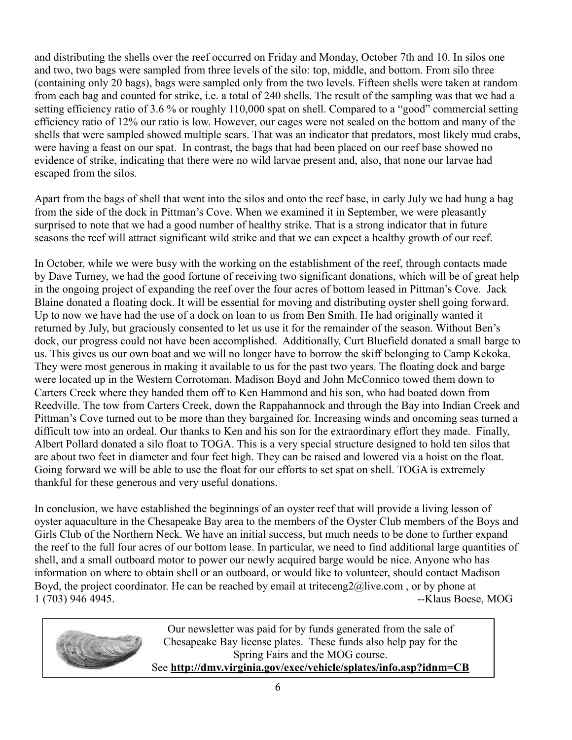and distributing the shells over the reef occurred on Friday and Monday, October 7th and 10. In silos one and two, two bags were sampled from three levels of the silo: top, middle, and bottom. From silo three (containing only 20 bags), bags were sampled only from the two levels. Fifteen shells were taken at random from each bag and counted for strike, i.e. a total of 240 shells. The result of the sampling was that we had a setting efficiency ratio of 3.6 % or roughly 110,000 spat on shell. Compared to a "good" commercial setting efficiency ratio of 12% our ratio is low. However, our cages were not sealed on the bottom and many of the shells that were sampled showed multiple scars. That was an indicator that predators, most likely mud crabs, were having a feast on our spat. In contrast, the bags that had been placed on our reef base showed no evidence of strike, indicating that there were no wild larvae present and, also, that none our larvae had escaped from the silos.

Apart from the bags of shell that went into the silos and onto the reef base, in early July we had hung a bag from the side of the dock in Pittman's Cove. When we examined it in September, we were pleasantly surprised to note that we had a good number of healthy strike. That is a strong indicator that in future seasons the reef will attract significant wild strike and that we can expect a healthy growth of our reef.

In October, while we were busy with the working on the establishment of the reef, through contacts made by Dave Turney, we had the good fortune of receiving two significant donations, which will be of great help in the ongoing project of expanding the reef over the four acres of bottom leased in Pittman's Cove. Jack Blaine donated a floating dock. It will be essential for moving and distributing oyster shell going forward. Up to now we have had the use of a dock on loan to us from Ben Smith. He had originally wanted it returned by July, but graciously consented to let us use it for the remainder of the season. Without Ben's dock, our progress could not have been accomplished. Additionally, Curt Bluefield donated a small barge to us. This gives us our own boat and we will no longer have to borrow the skiff belonging to Camp Kekoka. They were most generous in making it available to us for the past two years. The floating dock and barge were located up in the Western Corrotoman. Madison Boyd and John McConnico towed them down to Carters Creek where they handed them off to Ken Hammond and his son, who had boated down from Reedville. The tow from Carters Creek, down the Rappahannock and through the Bay into Indian Creek and Pittman's Cove turned out to be more than they bargained for. Increasing winds and oncoming seas turned a difficult tow into an ordeal. Our thanks to Ken and his son for the extraordinary effort they made. Finally, Albert Pollard donated a silo float to TOGA. This is a very special structure designed to hold ten silos that are about two feet in diameter and four feet high. They can be raised and lowered via a hoist on the float. Going forward we will be able to use the float for our efforts to set spat on shell. TOGA is extremely thankful for these generous and very useful donations.

In conclusion, we have established the beginnings of an oyster reef that will provide a living lesson of oyster aquaculture in the Chesapeake Bay area to the members of the Oyster Club members of the Boys and Girls Club of the Northern Neck. We have an initial success, but much needs to be done to further expand the reef to the full four acres of our bottom lease. In particular, we need to find additional large quantities of shell, and a small outboard motor to power our newly acquired barge would be nice. Anyone who has information on where to obtain shell or an outboard, or would like to volunteer, should contact Madison Boyd, the project coordinator. He can be reached by email at triteceng2@live.com , or by phone at 1 (703) 946 4945.

--Klaus Boese, MOG

Our newsletter was paid for by funds generated from the sale of Chesapeake Bay license plates. These funds also help pay for the Spring Fairs and the MOG course.
See **http://dmv.virginia.gov/exec/vehicle/splates/info.asp?idnm=CB**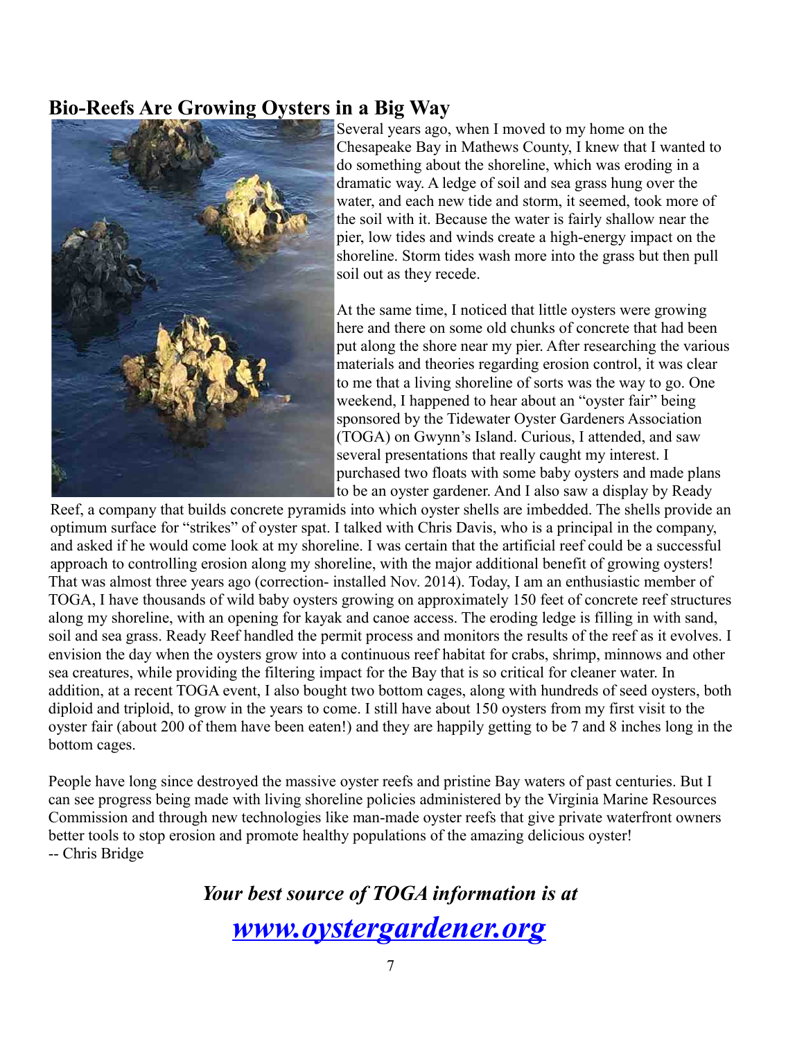## Bio-Reefs Are Growing Oysters in a Big Way

Several years ago, when I moved to my home on the Chesapeake Bay in Mathews County, I knew that I wanted to do something about the shoreline, which was eroding in a dramatic way. A ledge of soil and sea grass hung over the water, and each new tide and storm, it seemed, took more of the soil with it. Because the water is fairly shallow near the pier, low tides and winds create a high-energy impact on the shoreline. Storm tides wash more into the grass but then pull soil out as they recede.

At the same time, I noticed that little oysters were growing here and there on some old chunks of concrete that had been put along the shore near my pier. After researching the various materials and theories regarding erosion control, it was clear to me that a living shoreline of sorts was the way to go. One weekend, I happened to hear about an "oyster fair" being sponsored by the Tidewater Oyster Gardeners Association (TOGA) on Gwynn's Island. Curious, I attended, and saw several presentations that really caught my interest. I purchased two floats with some baby oysters and made plans to be an oyster gardener. And I also saw a display by Ready Reef, a company that builds concrete pyramids into which oyster shells are imbedded. The shells provide an optimum surface for "strikes" of oyster spat. I talked with Chris Davis, who is a principal in the company, and asked if he would come look at my shoreline. I was certain that the artificial reef could be a successful approach to controlling erosion along my shoreline, with the major additional benefit of growing oysters! That was almost three years ago (correction- installed Nov. 2014). Today, I am an enthusiastic member of TOGA, I have thousands of wild baby oysters growing on approximately 150 feet of concrete reef structures along my shoreline, with an opening for kayak and canoe access. The eroding ledge is filling in with sand, soil and sea grass. Ready Reef handled the permit process and monitors the results of the reef as it evolves. I envision the day when the oysters grow into a continuous reef habitat for crabs, shrimp, minnows and other sea creatures, while providing the filtering impact for the Bay that is so critical for cleaner water. In addition, at a recent TOGA event, I also bought two bottom cages, along with hundreds of seed oysters, both diploid and triploid, to grow in the years to come. I still have about 150 oysters from my first visit to the oyster fair (about 200 of them have been eaten!) and they are happily getting to be 7 and 8 inches long in the bottom cages.

People have long since destroyed the massive oyster reefs and pristine Bay waters of past centuries. But I can see progress being made with living shoreline policies administered by the Virginia Marine Resources Commission and through new technologies like man-made oyster reefs that give private waterfront owners better tools to stop erosion and promote healthy populations of the amazing delicious oyster!

-- Chris Bridge

***Your best source of TOGA information is at***

***[www.oystergardener.org](http://www.oystergardener.org)***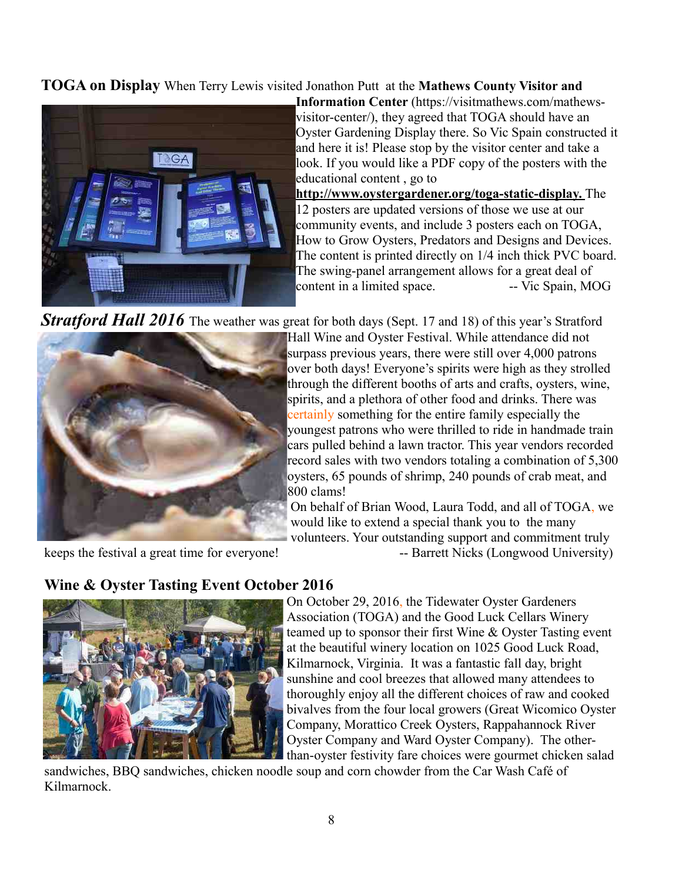**TOGA on Display** When Terry Lewis visited Jonathon Putt at the **Mathews County Visitor and Information Center** (https://visitmathews.com/mathews-visitor-center/), they agreed that TOGA should have an Oyster Gardening Display there. So Vic Spain constructed it and here it is! Please stop by the visitor center and take a look. If you would like a PDF copy of the posters with the educational content , go to **http://www.oystergardener.org/toga-static-display.** The 12 posters are updated versions of those we use at our community events, and include 3 posters each on TOGA, How to Grow Oysters, Predators and Designs and Devices. The content is printed directly on 1/4 inch thick PVC board. The swing-panel arrangement allows for a great deal of content in a limited space. -- Vic Spain, MOG

***Stratford Hall 2016*** The weather was great for both days (Sept. 17 and 18) of this year's Stratford Hall Wine and Oyster Festival. While attendance did not surpass previous years, there were still over 4,000 patrons over both days! Everyone's spirits were high as they strolled through the different booths of arts and crafts, oysters, wine, spirits, and a plethora of other food and drinks. There was certainly something for the entire family especially the youngest patrons who were thrilled to ride in handmade train cars pulled behind a lawn tractor. This year vendors recorded record sales with two vendors totaling a combination of 5,300 oysters, 65 pounds of shrimp, 240 pounds of crab meat, and 800 clams!

On behalf of Brian Wood, Laura Todd, and all of TOGA, we would like to extend a special thank you to the many volunteers. Your outstanding support and commitment truly keeps the festival a great time for everyone! -- Barrett Nicks (Longwood University)

**Wine & Oyster Tasting Event October 2016**

On October 29, 2016, the Tidewater Oyster Gardeners Association (TOGA) and the Good Luck Cellars Winery teamed up to sponsor their first Wine & Oyster Tasting event at the beautiful winery location on 1025 Good Luck Road, Kilmarnock, Virginia. It was a fantastic fall day, bright sunshine and cool breezes that allowed many attendees to thoroughly enjoy all the different choices of raw and cooked bivalves from the four local growers (Great Wicomico Oyster Company, Morattico Creek Oysters, Rappahannock River Oyster Company and Ward Oyster Company). The other-than-oyster festivity fare choices were gourmet chicken salad sandwiches, BBQ sandwiches, chicken noodle soup and corn chowder from the Car Wash Café of Kilmarnock.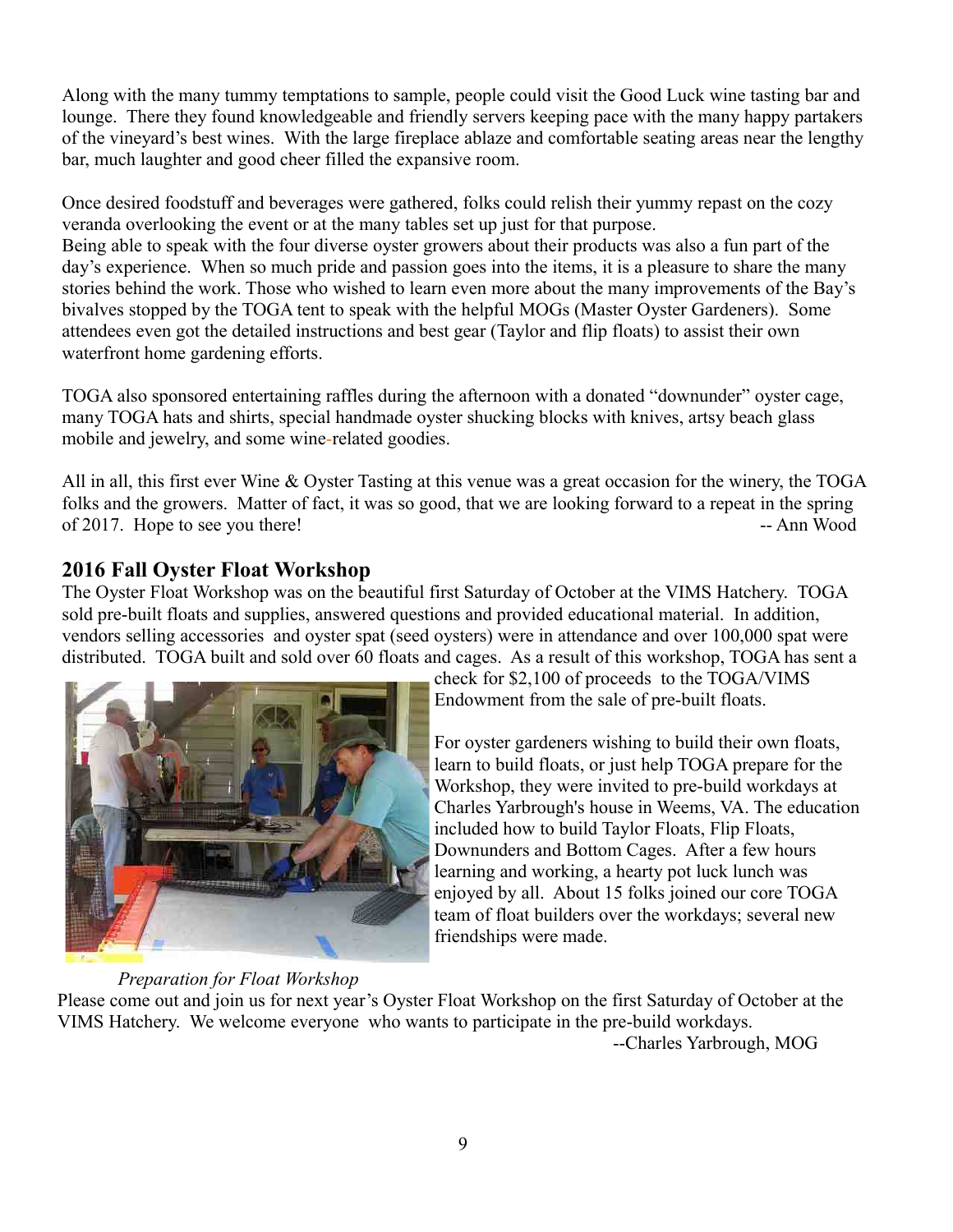Along with the many tummy temptations to sample, people could visit the Good Luck wine tasting bar and lounge. There they found knowledgeable and friendly servers keeping pace with the many happy partakers of the vineyard's best wines. With the large fireplace ablaze and comfortable seating areas near the lengthy bar, much laughter and good cheer filled the expansive room.

Once desired foodstuff and beverages were gathered, folks could relish their yummy repast on the cozy veranda overlooking the event or at the many tables set up just for that purpose.
Being able to speak with the four diverse oyster growers about their products was also a fun part of the day's experience. When so much pride and passion goes into the items, it is a pleasure to share the many stories behind the work. Those who wished to learn even more about the many improvements of the Bay's bivalves stopped by the TOGA tent to speak with the helpful MOGs (Master Oyster Gardeners). Some attendees even got the detailed instructions and best gear (Taylor and flip floats) to assist their own waterfront home gardening efforts.

TOGA also sponsored entertaining raffles during the afternoon with a donated "downunder" oyster cage, many TOGA hats and shirts, special handmade oyster shucking blocks with knives, artsy beach glass mobile and jewelry, and some wine-related goodies.

All in all, this first ever Wine & Oyster Tasting at this venue was a great occasion for the winery, the TOGA folks and the growers. Matter of fact, it was so good, that we are looking forward to a repeat in the spring of 2017. Hope to see you there! -- Ann Wood

## 2016 Fall Oyster Float Workshop

The Oyster Float Workshop was on the beautiful first Saturday of October at the VIMS Hatchery. TOGA sold pre-built floats and supplies, answered questions and provided educational material. In addition, vendors selling accessories and oyster spat (seed oysters) were in attendance and over 100,000 spat were distributed. TOGA built and sold over 60 floats and cages. As a result of this workshop, TOGA has sent a check for $2,100 of proceeds to the TOGA/VIMS Endowment from the sale of pre-built floats.

For oyster gardeners wishing to build their own floats, learn to build floats, or just help TOGA prepare for the Workshop, they were invited to pre-build workdays at Charles Yarbrough's house in Weems, VA. The education included how to build Taylor Floats, Flip Floats, Downunders and Bottom Cages. After a few hours learning and working, a hearty pot luck lunch was enjoyed by all. About 15 folks joined our core TOGA team of float builders over the workdays; several new friendships were made.

*Preparation for Float Workshop*

Please come out and join us for next year's Oyster Float Workshop on the first Saturday of October at the VIMS Hatchery. We welcome everyone who wants to participate in the pre-build workdays.

--Charles Yarbrough, MOG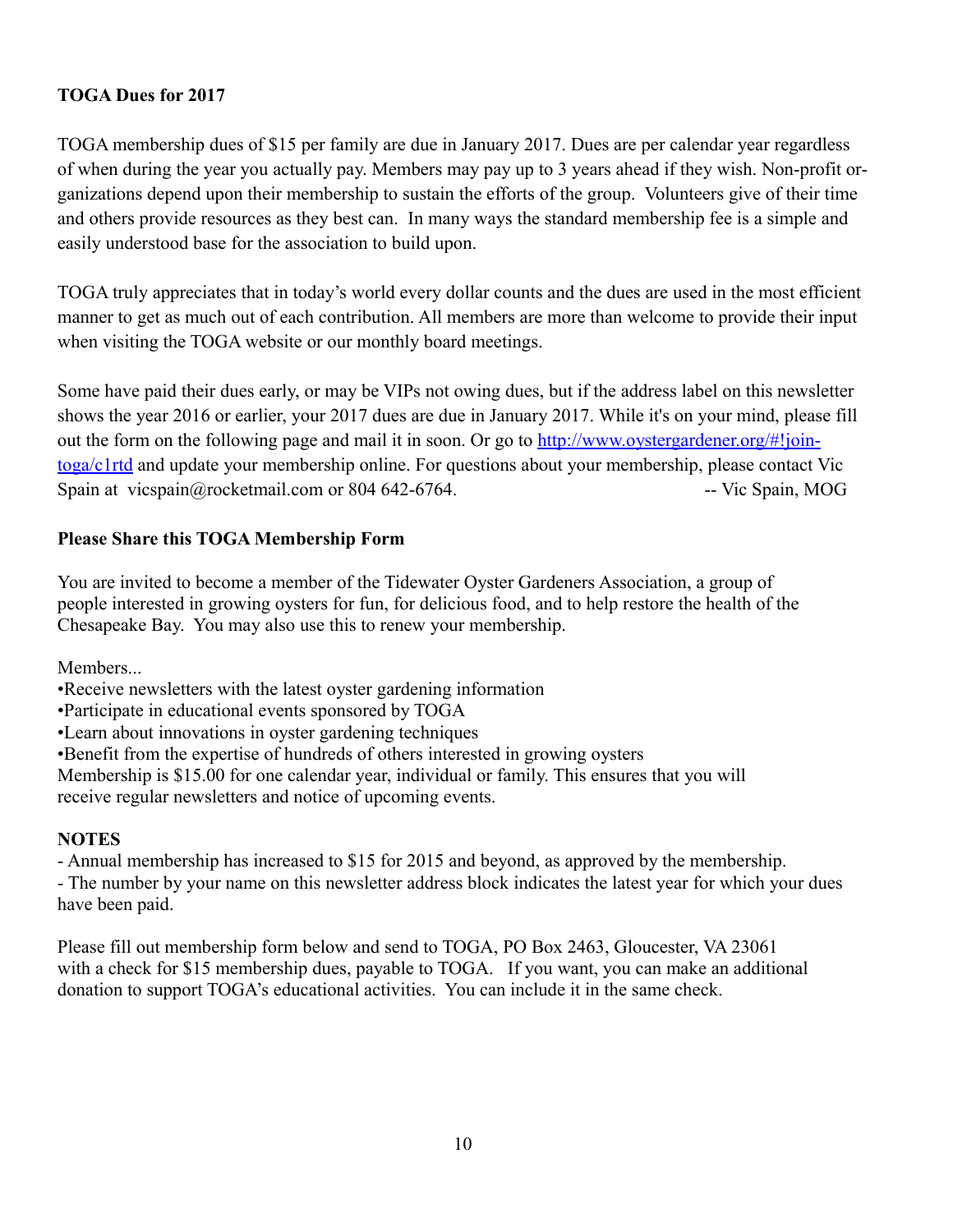**TOGA Dues for 2017**

TOGA membership dues of $15 per family are due in January 2017. Dues are per calendar year regardless of when during the year you actually pay. Members may pay up to 3 years ahead if they wish. Non-profit organizations depend upon their membership to sustain the efforts of the group. Volunteers give of their time and others provide resources as they best can. In many ways the standard membership fee is a simple and easily understood base for the association to build upon.

TOGA truly appreciates that in today's world every dollar counts and the dues are used in the most efficient manner to get as much out of each contribution. All members are more than welcome to provide their input when visiting the TOGA website or our monthly board meetings.

Some have paid their dues early, or may be VIPs not owing dues, but if the address label on this newsletter shows the year 2016 or earlier, your 2017 dues are due in January 2017. While it's on your mind, please fill out the form on the following page and mail it in soon. Or go to [http://www.oystergardener.org/#!join-toga/c1rtd](http://www.oystergardener.org/#!join-toga/c1rtd) and update your membership online. For questions about your membership, please contact Vic Spain at vicspain@rocketmail.com or 804 642-6764. -- Vic Spain, MOG

**Please Share this TOGA Membership Form**

You are invited to become a member of the Tidewater Oyster Gardeners Association, a group of people interested in growing oysters for fun, for delicious food, and to help restore the health of the Chesapeake Bay. You may also use this to renew your membership.

Members...

- Receive newsletters with the latest oyster gardening information
- Participate in educational events sponsored by TOGA
- Learn about innovations in oyster gardening techniques
- Benefit from the expertise of hundreds of others interested in growing oysters

Membership is $15.00 for one calendar year, individual or family. This ensures that you will receive regular newsletters and notice of upcoming events.

**NOTES**

- Annual membership has increased to $15 for 2015 and beyond, as approved by the membership.
- The number by your name on this newsletter address block indicates the latest year for which your dues have been paid.

Please fill out membership form below and send to TOGA, PO Box 2463, Gloucester, VA 23061 with a check for $15 membership dues, payable to TOGA. If you want, you can make an additional donation to support TOGA's educational activities. You can include it in the same check.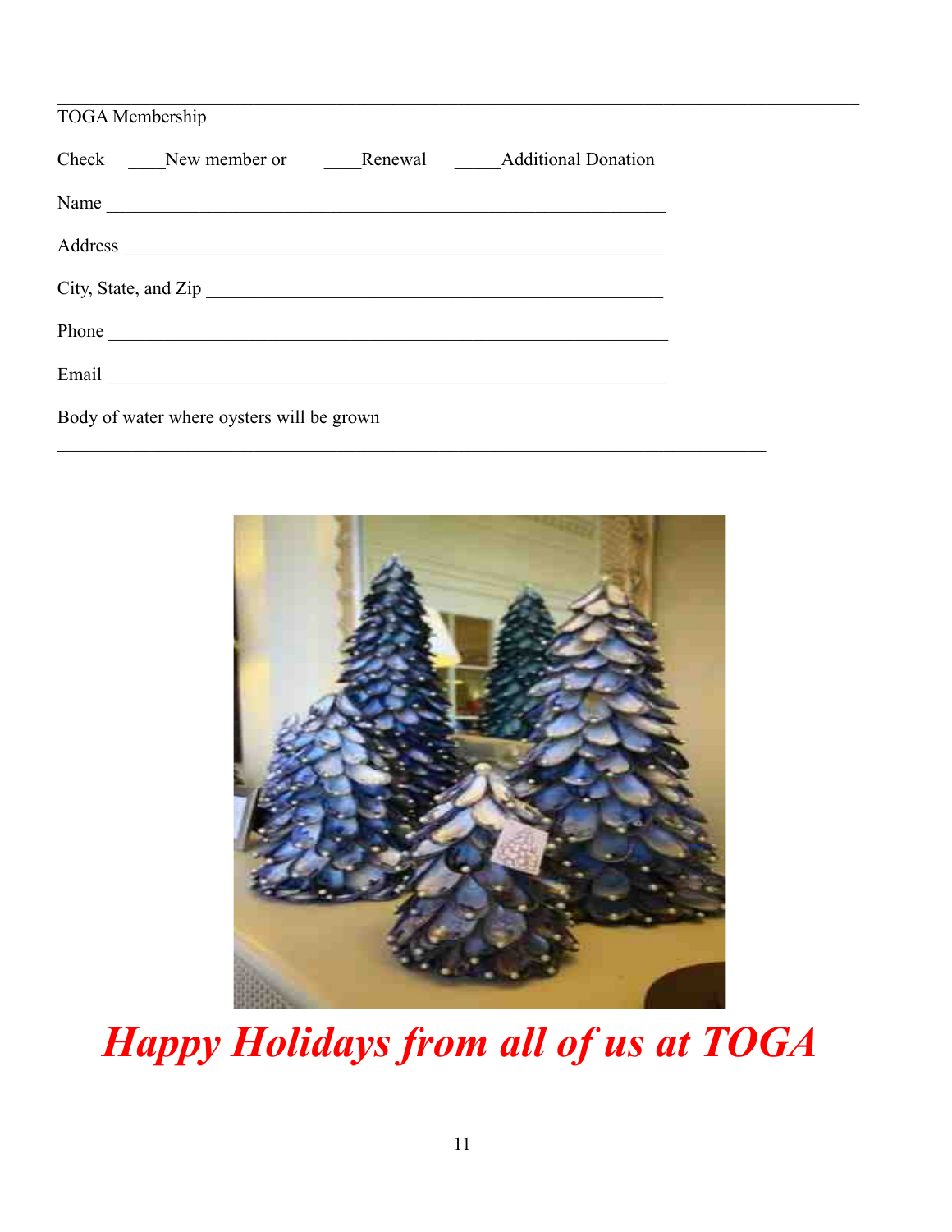---

TOGA Membership

Check ____New member or ____Renewal _____Additional Donation

Name ____________________________________________________________

Address __________________________________________________________

City, State, and Zip ________________________________________________

Phone ____________________________________________________________

Email ____________________________________________________________

Body of water where oysters will be grown

_____________________________________________________________________________

***Happy Holidays from all of us at TOGA***